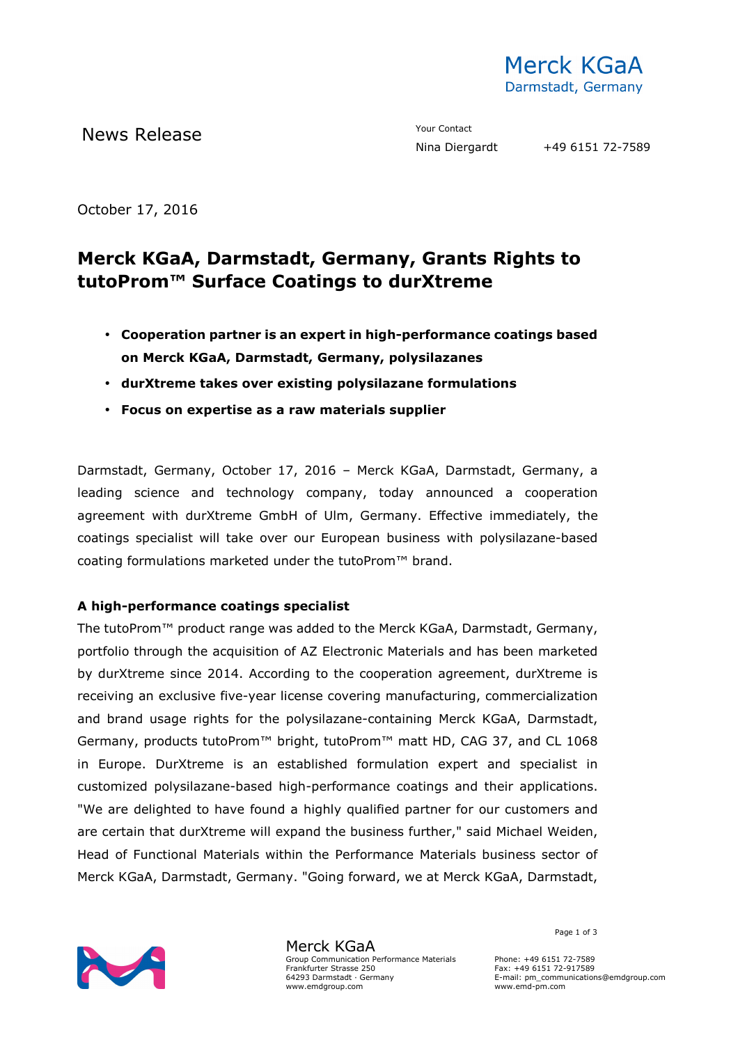Merck KGaA
Darmstadt, Germany

News Release

Your Contact
Nina Diergardt +49 6151 72-7589

October 17, 2016

# Merck KGaA, Darmstadt, Germany, Grants Rights to tutoProm™ Surface Coatings to durXtreme

- **Cooperation partner is an expert in high-performance coatings based on Merck KGaA, Darmstadt, Germany, polysilazanes**
- **durXtreme takes over existing polysilazane formulations**
- **Focus on expertise as a raw materials supplier**

Darmstadt, Germany, October 17, 2016 – Merck KGaA, Darmstadt, Germany, a leading science and technology company, today announced a cooperation agreement with durXtreme GmbH of Ulm, Germany. Effective immediately, the coatings specialist will take over our European business with polysilazane-based coating formulations marketed under the tutoProm™ brand.

**A high-performance coatings specialist**

The tutoProm™ product range was added to the Merck KGaA, Darmstadt, Germany, portfolio through the acquisition of AZ Electronic Materials and has been marketed by durXtreme since 2014. According to the cooperation agreement, durXtreme is receiving an exclusive five-year license covering manufacturing, commercialization and brand usage rights for the polysilazane-containing Merck KGaA, Darmstadt, Germany, products tutoProm™ bright, tutoProm™ matt HD, CAG 37, and CL 1068 in Europe. DurXtreme is an established formulation expert and specialist in customized polysilazane-based high-performance coatings and their applications. "We are delighted to have found a highly qualified partner for our customers and are certain that durXtreme will expand the business further," said Michael Weiden, Head of Functional Materials within the Performance Materials business sector of Merck KGaA, Darmstadt, Germany. "Going forward, we at Merck KGaA, Darmstadt,

Merck KGaA
Group Communication Performance Materials
Frankfurter Strasse 250
64293 Darmstadt · Germany
www.emdgroup.com

Phone: +49 6151 72-7589
Fax: +49 6151 72-917589
E-mail: pm_communications@emdgroup.com
www.emd-pm.com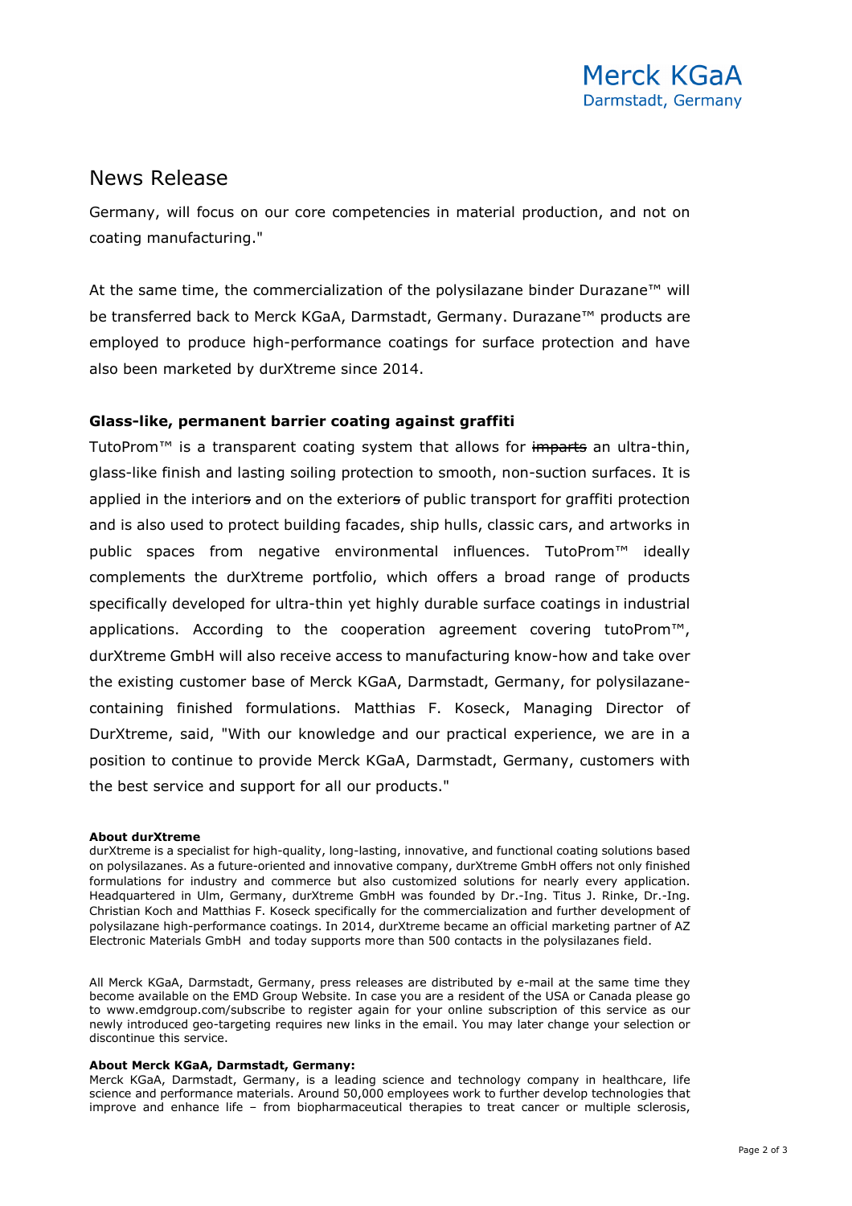Germany, will focus on our core competencies in material production, and not on coating manufacturing."

At the same time, the commercialization of the polysilazane binder Durazane™ will be transferred back to Merck KGaA, Darmstadt, Germany. Durazane™ products are employed to produce high-performance coatings for surface protection and have also been marketed by durXtreme since 2014.

### Glass-like, permanent barrier coating against graffiti

TutoProm™ is a transparent coating system that allows for ~~imparts~~ an ultra-thin, glass-like finish and lasting soiling protection to smooth, non-suction surfaces. It is applied in the interior~~s~~ and on the exterior~~s~~ of public transport for graffiti protection and is also used to protect building facades, ship hulls, classic cars, and artworks in public spaces from negative environmental influences. TutoProm™ ideally complements the durXtreme portfolio, which offers a broad range of products specifically developed for ultra-thin yet highly durable surface coatings in industrial applications. According to the cooperation agreement covering tutoProm™, durXtreme GmbH will also receive access to manufacturing know-how and take over the existing customer base of Merck KGaA, Darmstadt, Germany, for polysilazane-containing finished formulations. Matthias F. Koseck, Managing Director of DurXtreme, said, "With our knowledge and our practical experience, we are in a position to continue to provide Merck KGaA, Darmstadt, Germany, customers with the best service and support for all our products."

**About durXtreme**
durXtreme is a specialist for high-quality, long-lasting, innovative, and functional coating solutions based on polysilazanes. As a future-oriented and innovative company, durXtreme GmbH offers not only finished formulations for industry and commerce but also customized solutions for nearly every application. Headquartered in Ulm, Germany, durXtreme GmbH was founded by Dr.-Ing. Titus J. Rinke, Dr.-Ing. Christian Koch and Matthias F. Koseck specifically for the commercialization and further development of polysilazane high-performance coatings. In 2014, durXtreme became an official marketing partner of AZ Electronic Materials GmbH and today supports more than 500 contacts in the polysilazanes field.

All Merck KGaA, Darmstadt, Germany, press releases are distributed by e-mail at the same time they become available on the EMD Group Website. In case you are a resident of the USA or Canada please go to www.emdgroup.com/subscribe to register again for your online subscription of this service as our newly introduced geo-targeting requires new links in the email. You may later change your selection or discontinue this service.

**About Merck KGaA, Darmstadt, Germany:**
Merck KGaA, Darmstadt, Germany, is a leading science and technology company in healthcare, life science and performance materials. Around 50,000 employees work to further develop technologies that improve and enhance life – from biopharmaceutical therapies to treat cancer or multiple sclerosis,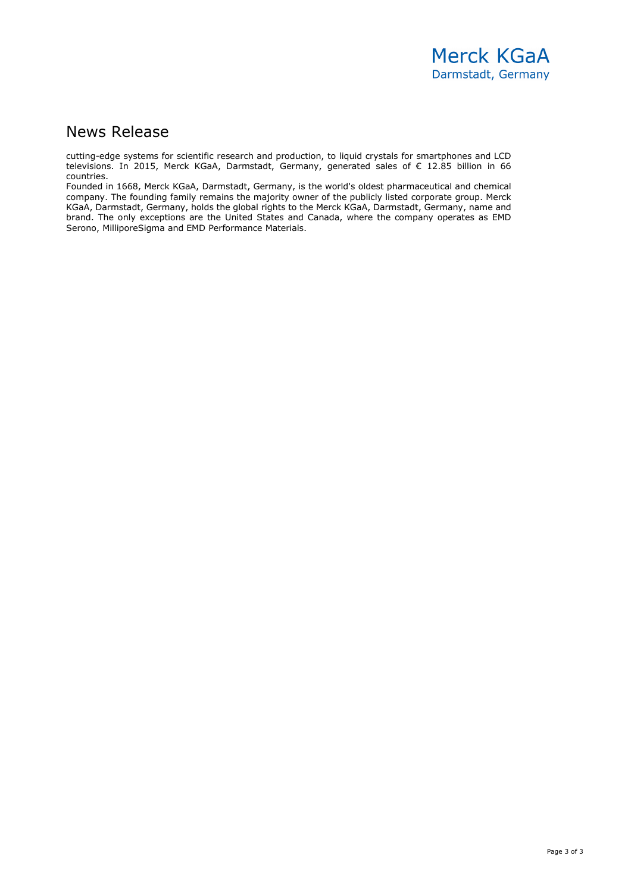# News Release

cutting-edge systems for scientific research and production, to liquid crystals for smartphones and LCD televisions. In 2015, Merck KGaA, Darmstadt, Germany, generated sales of € 12.85 billion in 66 countries.

Founded in 1668, Merck KGaA, Darmstadt, Germany, is the world's oldest pharmaceutical and chemical company. The founding family remains the majority owner of the publicly listed corporate group. Merck KGaA, Darmstadt, Germany, holds the global rights to the Merck KGaA, Darmstadt, Germany, name and brand. The only exceptions are the United States and Canada, where the company operates as EMD Serono, MilliporeSigma and EMD Performance Materials.